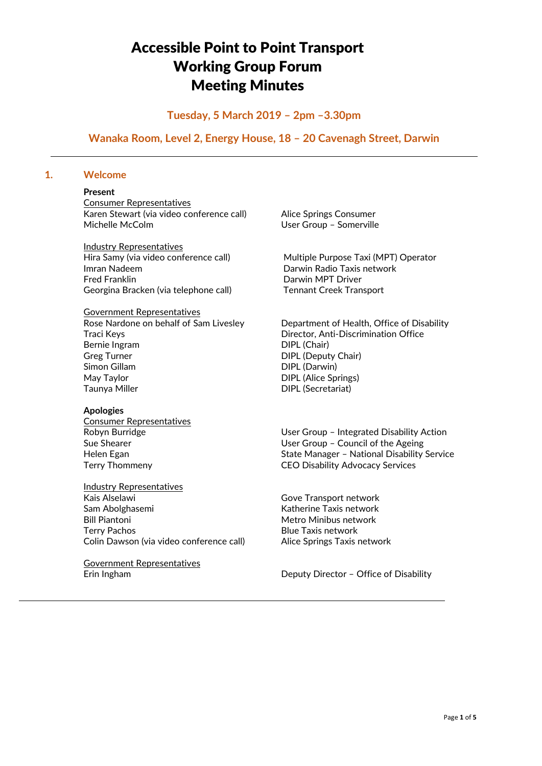# Accessible Point to Point Transport Working Group Forum Meeting Minutes

**Tuesday, 5 March 2019 – 2pm –3.30pm**

**Wanaka Room, Level 2, Energy House, 18 – 20 Cavenagh Street, Darwin**

---

## 1. Welcome

**Present**

Consumer Representatives

| | |
|---|---|
| Karen Stewart (via video conference call) | Alice Springs Consumer |
| Michelle McColm | User Group – Somerville |

Industry Representatives

| | |
|---|---|
| Hira Samy (via video conference call) | Multiple Purpose Taxi (MPT) Operator |
| Imran Nadeem | Darwin Radio Taxis network |
| Fred Franklin | Darwin MPT Driver |
| Georgina Bracken (via telephone call) | Tennant Creek Transport |

Government Representatives

| | |
|---|---|
| Rose Nardone on behalf of Sam Livesley | Department of Health, Office of Disability |
| Traci Keys | Director, Anti-Discrimination Office |
| Bernie Ingram | DIPL (Chair) |
| Greg Turner | DIPL (Deputy Chair) |
| Simon Gillam | DIPL (Darwin) |
| May Taylor | DIPL (Alice Springs) |
| Taunya Miller | DIPL (Secretariat) |

**Apologies**

Consumer Representatives

| | |
|---|---|
| Robyn Burridge | User Group – Integrated Disability Action |
| Sue Shearer | User Group – Council of the Ageing |
| Helen Egan | State Manager – National Disability Service |
| Terry Thommeny | CEO Disability Advocacy Services |

Industry Representatives

| | |
|---|---|
| Kais Alselawi | Gove Transport network |
| Sam Abolghasemi | Katherine Taxis network |
| Bill Piantoni | Metro Minibus network |
| Terry Pachos | Blue Taxis network |
| Colin Dawson (via video conference call) | Alice Springs Taxis network |

Government Representatives

| | |
|---|---|
| Erin Ingham | Deputy Director – Office of Disability |

---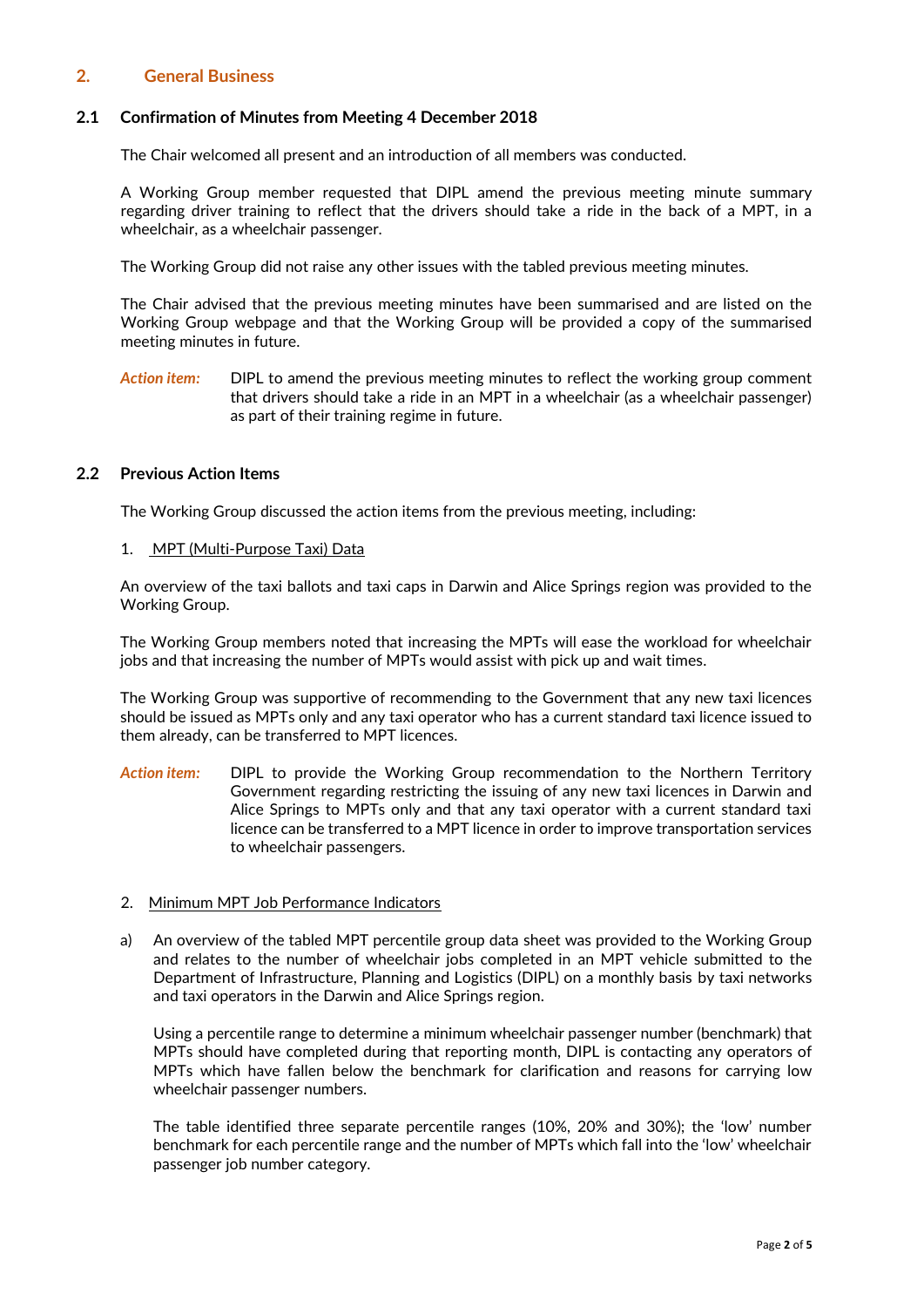## 2. General Business

### 2.1 Confirmation of Minutes from Meeting 4 December 2018

The Chair welcomed all present and an introduction of all members was conducted.

A Working Group member requested that DIPL amend the previous meeting minute summary regarding driver training to reflect that the drivers should take a ride in the back of a MPT, in a wheelchair, as a wheelchair passenger.

The Working Group did not raise any other issues with the tabled previous meeting minutes.

The Chair advised that the previous meeting minutes have been summarised and are listed on the Working Group webpage and that the Working Group will be provided a copy of the summarised meeting minutes in future.

***Action item:*** DIPL to amend the previous meeting minutes to reflect the working group comment that drivers should take a ride in an MPT in a wheelchair (as a wheelchair passenger) as part of their training regime in future.

### 2.2 Previous Action Items

The Working Group discussed the action items from the previous meeting, including:

1. <u>MPT (Multi-Purpose Taxi) Data</u>

An overview of the taxi ballots and taxi caps in Darwin and Alice Springs region was provided to the Working Group.

The Working Group members noted that increasing the MPTs will ease the workload for wheelchair jobs and that increasing the number of MPTs would assist with pick up and wait times.

The Working Group was supportive of recommending to the Government that any new taxi licences should be issued as MPTs only and any taxi operator who has a current standard taxi licence issued to them already, can be transferred to MPT licences.

***Action item:*** DIPL to provide the Working Group recommendation to the Northern Territory Government regarding restricting the issuing of any new taxi licences in Darwin and Alice Springs to MPTs only and that any taxi operator with a current standard taxi licence can be transferred to a MPT licence in order to improve transportation services to wheelchair passengers.

2. <u>Minimum MPT Job Performance Indicators</u>

a) An overview of the tabled MPT percentile group data sheet was provided to the Working Group and relates to the number of wheelchair jobs completed in an MPT vehicle submitted to the Department of Infrastructure, Planning and Logistics (DIPL) on a monthly basis by taxi networks and taxi operators in the Darwin and Alice Springs region.

Using a percentile range to determine a minimum wheelchair passenger number (benchmark) that MPTs should have completed during that reporting month, DIPL is contacting any operators of MPTs which have fallen below the benchmark for clarification and reasons for carrying low wheelchair passenger numbers.

The table identified three separate percentile ranges (10%, 20% and 30%); the 'low' number benchmark for each percentile range and the number of MPTs which fall into the 'low' wheelchair passenger job number category.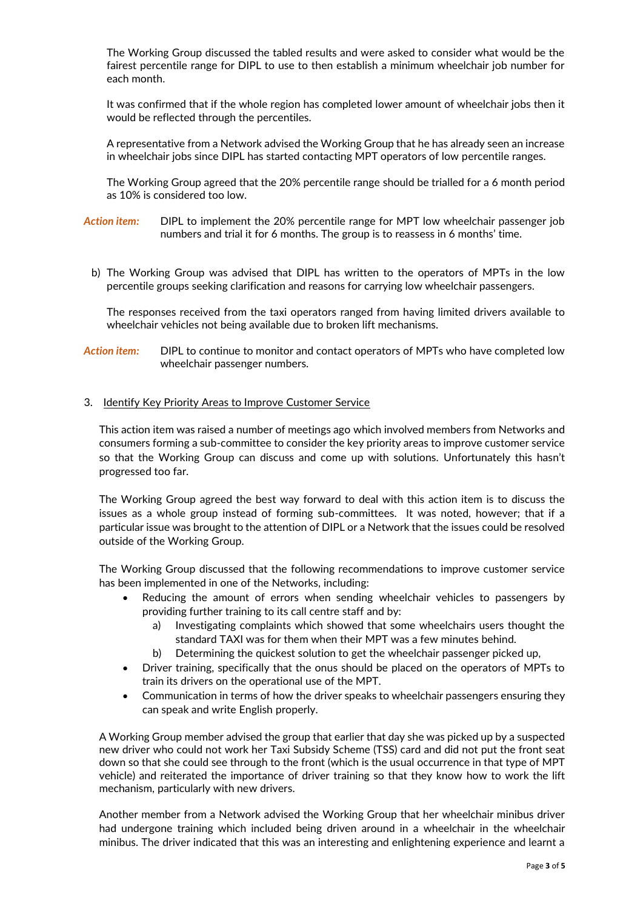The Working Group discussed the tabled results and were asked to consider what would be the fairest percentile range for DIPL to use to then establish a minimum wheelchair job number for each month.

It was confirmed that if the whole region has completed lower amount of wheelchair jobs then it would be reflected through the percentiles.

A representative from a Network advised the Working Group that he has already seen an increase in wheelchair jobs since DIPL has started contacting MPT operators of low percentile ranges.

The Working Group agreed that the 20% percentile range should be trialled for a 6 month period as 10% is considered too low.

*Action item:* DIPL to implement the 20% percentile range for MPT low wheelchair passenger job numbers and trial it for 6 months. The group is to reassess in 6 months' time.

b) The Working Group was advised that DIPL has written to the operators of MPTs in the low percentile groups seeking clarification and reasons for carrying low wheelchair passengers.

The responses received from the taxi operators ranged from having limited drivers available to wheelchair vehicles not being available due to broken lift mechanisms.

*Action item:* DIPL to continue to monitor and contact operators of MPTs who have completed low wheelchair passenger numbers.

3. Identify Key Priority Areas to Improve Customer Service

This action item was raised a number of meetings ago which involved members from Networks and consumers forming a sub-committee to consider the key priority areas to improve customer service so that the Working Group can discuss and come up with solutions. Unfortunately this hasn't progressed too far.

The Working Group agreed the best way forward to deal with this action item is to discuss the issues as a whole group instead of forming sub-committees. It was noted, however; that if a particular issue was brought to the attention of DIPL or a Network that the issues could be resolved outside of the Working Group.

The Working Group discussed that the following recommendations to improve customer service has been implemented in one of the Networks, including:

- Reducing the amount of errors when sending wheelchair vehicles to passengers by providing further training to its call centre staff and by:
  a) Investigating complaints which showed that some wheelchairs users thought the standard TAXI was for them when their MPT was a few minutes behind.
  b) Determining the quickest solution to get the wheelchair passenger picked up,
- Driver training, specifically that the onus should be placed on the operators of MPTs to train its drivers on the operational use of the MPT.
- Communication in terms of how the driver speaks to wheelchair passengers ensuring they can speak and write English properly.

A Working Group member advised the group that earlier that day she was picked up by a suspected new driver who could not work her Taxi Subsidy Scheme (TSS) card and did not put the front seat down so that she could see through to the front (which is the usual occurrence in that type of MPT vehicle) and reiterated the importance of driver training so that they know how to work the lift mechanism, particularly with new drivers.

Another member from a Network advised the Working Group that her wheelchair minibus driver had undergone training which included being driven around in a wheelchair in the wheelchair minibus. The driver indicated that this was an interesting and enlightening experience and learnt a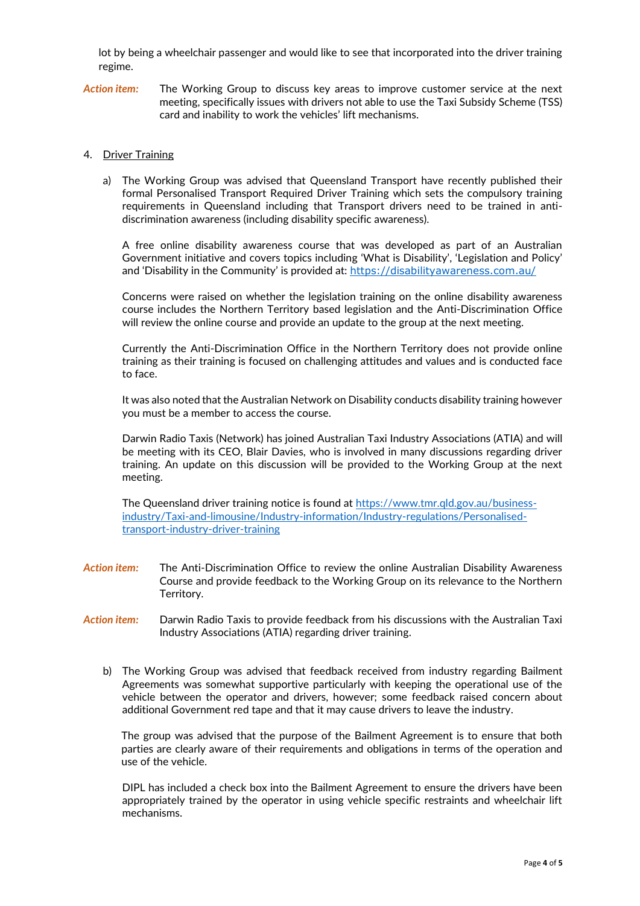lot by being a wheelchair passenger and would like to see that incorporated into the driver training regime.

***Action item:*** The Working Group to discuss key areas to improve customer service at the next meeting, specifically issues with drivers not able to use the Taxi Subsidy Scheme (TSS) card and inability to work the vehicles' lift mechanisms.

4. Driver Training

a) The Working Group was advised that Queensland Transport have recently published their formal Personalised Transport Required Driver Training which sets the compulsory training requirements in Queensland including that Transport drivers need to be trained in anti-discrimination awareness (including disability specific awareness).

A free online disability awareness course that was developed as part of an Australian Government initiative and covers topics including 'What is Disability', 'Legislation and Policy' and 'Disability in the Community' is provided at: [https://disabilityawareness.com.au/](https://disabilityawareness.com.au/)

Concerns were raised on whether the legislation training on the online disability awareness course includes the Northern Territory based legislation and the Anti-Discrimination Office will review the online course and provide an update to the group at the next meeting.

Currently the Anti-Discrimination Office in the Northern Territory does not provide online training as their training is focused on challenging attitudes and values and is conducted face to face.

It was also noted that the Australian Network on Disability conducts disability training however you must be a member to access the course.

Darwin Radio Taxis (Network) has joined Australian Taxi Industry Associations (ATIA) and will be meeting with its CEO, Blair Davies, who is involved in many discussions regarding driver training. An update on this discussion will be provided to the Working Group at the next meeting.

The Queensland driver training notice is found at [https://www.tmr.qld.gov.au/business-industry/Taxi-and-limousine/Industry-information/Industry-regulations/Personalised-transport-industry-driver-training](https://www.tmr.qld.gov.au/business-industry/Taxi-and-limousine/Industry-information/Industry-regulations/Personalised-transport-industry-driver-training)

***Action item:*** The Anti-Discrimination Office to review the online Australian Disability Awareness Course and provide feedback to the Working Group on its relevance to the Northern Territory.

***Action item:*** Darwin Radio Taxis to provide feedback from his discussions with the Australian Taxi Industry Associations (ATIA) regarding driver training.

b) The Working Group was advised that feedback received from industry regarding Bailment Agreements was somewhat supportive particularly with keeping the operational use of the vehicle between the operator and drivers, however; some feedback raised concern about additional Government red tape and that it may cause drivers to leave the industry.

The group was advised that the purpose of the Bailment Agreement is to ensure that both parties are clearly aware of their requirements and obligations in terms of the operation and use of the vehicle.

DIPL has included a check box into the Bailment Agreement to ensure the drivers have been appropriately trained by the operator in using vehicle specific restraints and wheelchair lift mechanisms.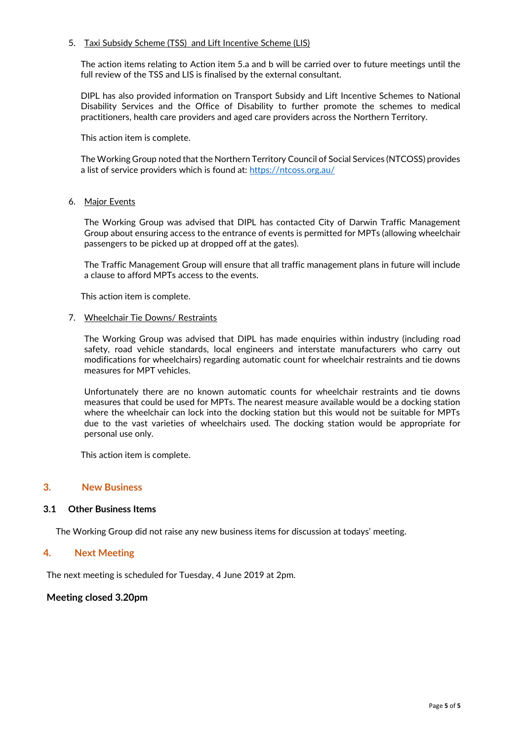5. Taxi Subsidy Scheme (TSS) and Lift Incentive Scheme (LIS)

   The action items relating to Action item 5.a and b will be carried over to future meetings until the full review of the TSS and LIS is finalised by the external consultant.

   DIPL has also provided information on Transport Subsidy and Lift Incentive Schemes to National Disability Services and the Office of Disability to further promote the schemes to medical practitioners, health care providers and aged care providers across the Northern Territory.

   This action item is complete.

   The Working Group noted that the Northern Territory Council of Social Services (NTCOSS) provides a list of service providers which is found at: [https://ntcoss.org.au/](https://ntcoss.org.au/)

6. Major Events

   The Working Group was advised that DIPL has contacted City of Darwin Traffic Management Group about ensuring access to the entrance of events is permitted for MPTs (allowing wheelchair passengers to be picked up at dropped off at the gates).

   The Traffic Management Group will ensure that all traffic management plans in future will include a clause to afford MPTs access to the events.

   This action item is complete.

7. Wheelchair Tie Downs/ Restraints

   The Working Group was advised that DIPL has made enquiries within industry (including road safety, road vehicle standards, local engineers and interstate manufacturers who carry out modifications for wheelchairs) regarding automatic count for wheelchair restraints and tie downs measures for MPT vehicles.

   Unfortunately there are no known automatic counts for wheelchair restraints and tie downs measures that could be used for MPTs. The nearest measure available would be a docking station where the wheelchair can lock into the docking station but this would not be suitable for MPTs due to the vast varieties of wheelchairs used. The docking station would be appropriate for personal use only.

   This action item is complete.

## 3. New Business

### 3.1 Other Business Items

The Working Group did not raise any new business items for discussion at todays' meeting.

## 4. Next Meeting

The next meeting is scheduled for Tuesday, 4 June 2019 at 2pm.

**Meeting closed 3.20pm**